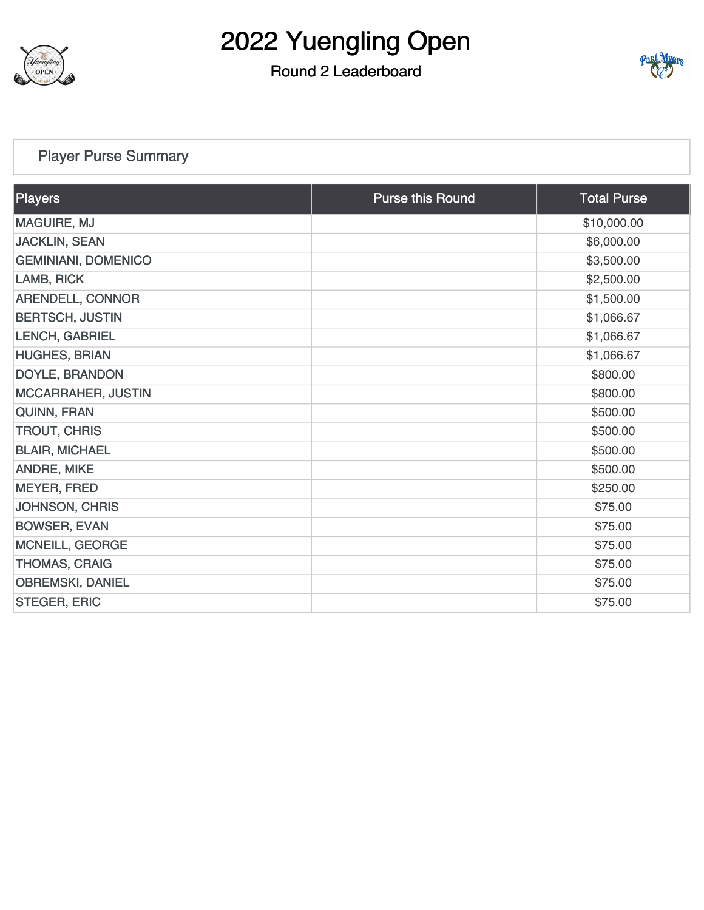# 2022 Yuengling Open

## Round 2 Leaderboard

### Player Purse Summary

| Players | Purse this Round | Total Purse |
|---|---|---|
| MAGUIRE, MJ | | $10,000.00 |
| JACKLIN, SEAN | | $6,000.00 |
| GEMINIANI, DOMENICO | | $3,500.00 |
| LAMB, RICK | | $2,500.00 |
| ARENDELL, CONNOR | | $1,500.00 |
| BERTSCH, JUSTIN | | $1,066.67 |
| LENCH, GABRIEL | | $1,066.67 |
| HUGHES, BRIAN | | $1,066.67 |
| DOYLE, BRANDON | | $800.00 |
| MCCARRAHER, JUSTIN | | $800.00 |
| QUINN, FRAN | | $500.00 |
| TROUT, CHRIS | | $500.00 |
| BLAIR, MICHAEL | | $500.00 |
| ANDRE, MIKE | | $500.00 |
| MEYER, FRED | | $250.00 |
| JOHNSON, CHRIS | | $75.00 |
| BOWSER, EVAN | | $75.00 |
| MCNEILL, GEORGE | | $75.00 |
| THOMAS, CRAIG | | $75.00 |
| OBREMSKI, DANIEL | | $75.00 |
| STEGER, ERIC | | $75.00 |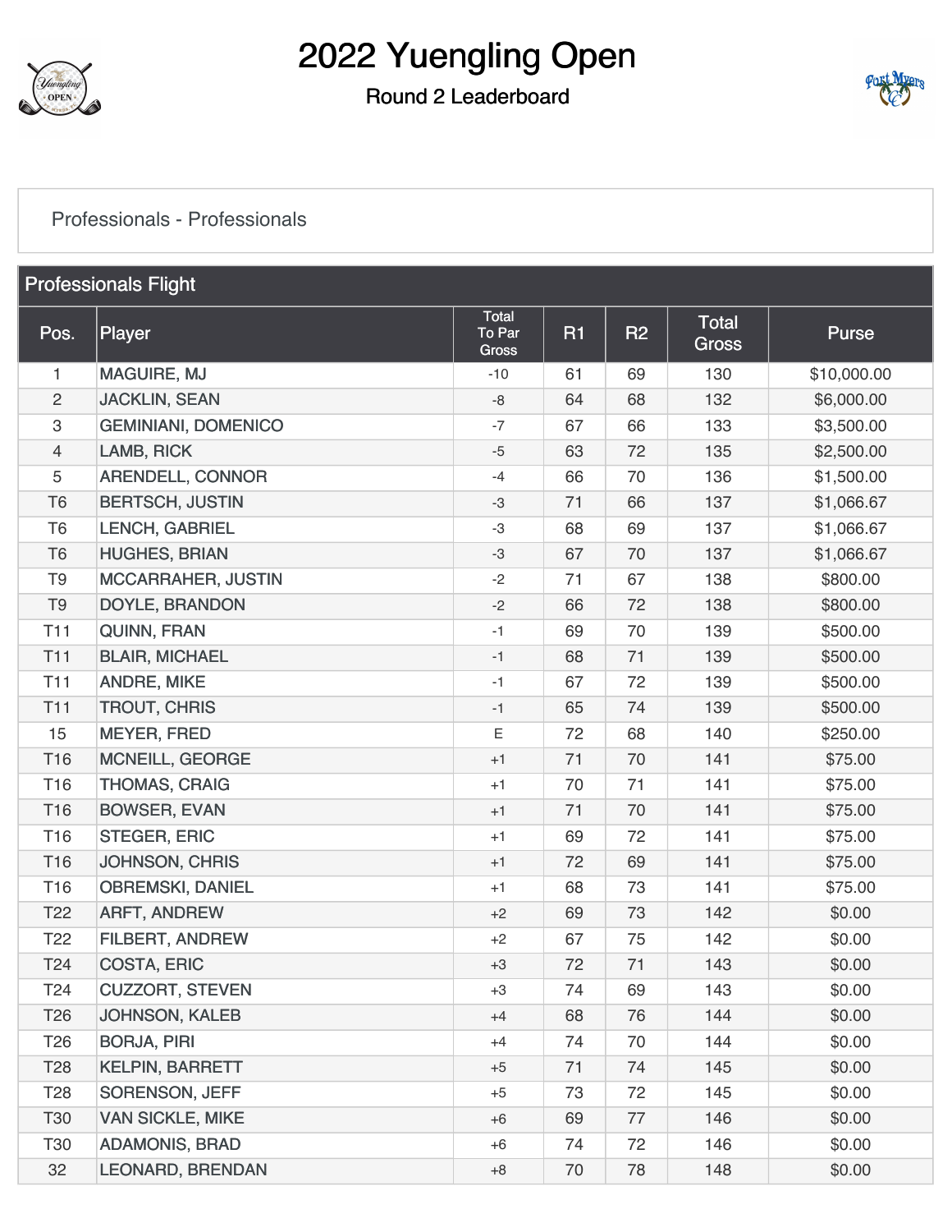# 2022 Yuengling Open

## Round 2 Leaderboard

Professionals - Professionals

### Professionals Flight

| Pos. | Player | Total To Par Gross | R1 | R2 | Total Gross | Purse |
|---|---|---|---|---|---|---|
| 1 | MAGUIRE, MJ | -10 | 61 | 69 | 130 | $10,000.00 |
| 2 | JACKLIN, SEAN | -8 | 64 | 68 | 132 | $6,000.00 |
| 3 | GEMINIANI, DOMENICO | -7 | 67 | 66 | 133 | $3,500.00 |
| 4 | LAMB, RICK | -5 | 63 | 72 | 135 | $2,500.00 |
| 5 | ARENDELL, CONNOR | -4 | 66 | 70 | 136 | $1,500.00 |
| T6 | BERTSCH, JUSTIN | -3 | 71 | 66 | 137 | $1,066.67 |
| T6 | LENCH, GABRIEL | -3 | 68 | 69 | 137 | $1,066.67 |
| T6 | HUGHES, BRIAN | -3 | 67 | 70 | 137 | $1,066.67 |
| T9 | MCCARRAHER, JUSTIN | -2 | 71 | 67 | 138 | $800.00 |
| T9 | DOYLE, BRANDON | -2 | 66 | 72 | 138 | $800.00 |
| T11 | QUINN, FRAN | -1 | 69 | 70 | 139 | $500.00 |
| T11 | BLAIR, MICHAEL | -1 | 68 | 71 | 139 | $500.00 |
| T11 | ANDRE, MIKE | -1 | 67 | 72 | 139 | $500.00 |
| T11 | TROUT, CHRIS | -1 | 65 | 74 | 139 | $500.00 |
| 15 | MEYER, FRED | E | 72 | 68 | 140 | $250.00 |
| T16 | MCNEILL, GEORGE | +1 | 71 | 70 | 141 | $75.00 |
| T16 | THOMAS, CRAIG | +1 | 70 | 71 | 141 | $75.00 |
| T16 | BOWSER, EVAN | +1 | 71 | 70 | 141 | $75.00 |
| T16 | STEGER, ERIC | +1 | 69 | 72 | 141 | $75.00 |
| T16 | JOHNSON, CHRIS | +1 | 72 | 69 | 141 | $75.00 |
| T16 | OBREMSKI, DANIEL | +1 | 68 | 73 | 141 | $75.00 |
| T22 | ARFT, ANDREW | +2 | 69 | 73 | 142 | $0.00 |
| T22 | FILBERT, ANDREW | +2 | 67 | 75 | 142 | $0.00 |
| T24 | COSTA, ERIC | +3 | 72 | 71 | 143 | $0.00 |
| T24 | CUZZORT, STEVEN | +3 | 74 | 69 | 143 | $0.00 |
| T26 | JOHNSON, KALEB | +4 | 68 | 76 | 144 | $0.00 |
| T26 | BORJA, PIRI | +4 | 74 | 70 | 144 | $0.00 |
| T28 | KELPIN, BARRETT | +5 | 71 | 74 | 145 | $0.00 |
| T28 | SORENSON, JEFF | +5 | 73 | 72 | 145 | $0.00 |
| T30 | VAN SICKLE, MIKE | +6 | 69 | 77 | 146 | $0.00 |
| T30 | ADAMONIS, BRAD | +6 | 74 | 72 | 146 | $0.00 |
| 32 | LEONARD, BRENDAN | +8 | 70 | 78 | 148 | $0.00 |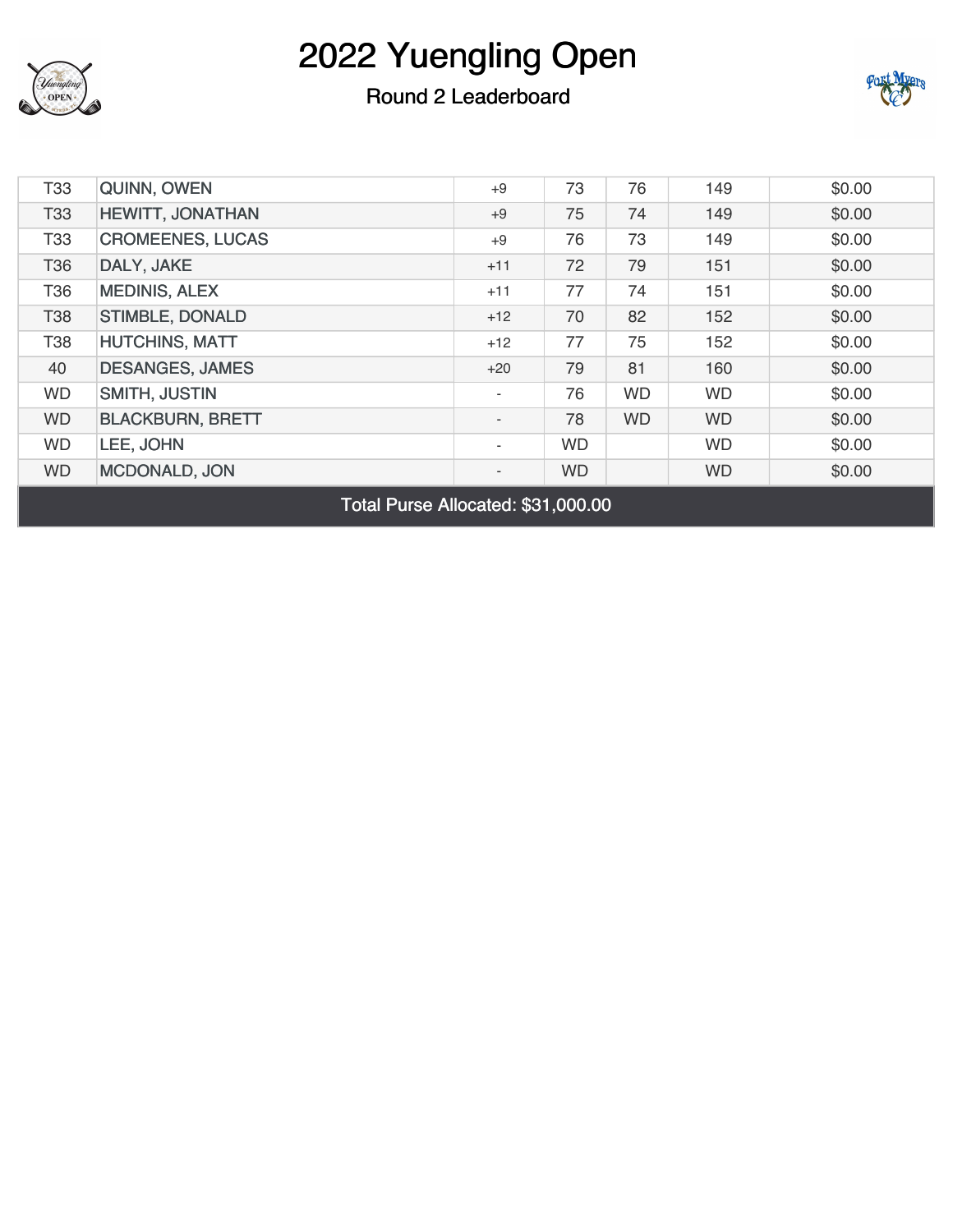# 2022 Yuengling Open

## Round 2 Leaderboard

| | | | | | | |
|---|---|---|---|---|---|---|
| T33 | QUINN, OWEN | +9 | 73 | 76 | 149 | $0.00 |
| T33 | HEWITT, JONATHAN | +9 | 75 | 74 | 149 | $0.00 |
| T33 | CROMEENES, LUCAS | +9 | 76 | 73 | 149 | $0.00 |
| T36 | DALY, JAKE | +11 | 72 | 79 | 151 | $0.00 |
| T36 | MEDINIS, ALEX | +11 | 77 | 74 | 151 | $0.00 |
| T38 | STIMBLE, DONALD | +12 | 70 | 82 | 152 | $0.00 |
| T38 | HUTCHINS, MATT | +12 | 77 | 75 | 152 | $0.00 |
| 40 | DESANGES, JAMES | +20 | 79 | 81 | 160 | $0.00 |
| WD | SMITH, JUSTIN | - | 76 | WD | WD | $0.00 |
| WD | BLACKBURN, BRETT | - | 78 | WD | WD | $0.00 |
| WD | LEE, JOHN | - | WD | | WD | $0.00 |
| WD | MCDONALD, JON | - | WD | | WD | $0.00 |

Total Purse Allocated: $31,000.00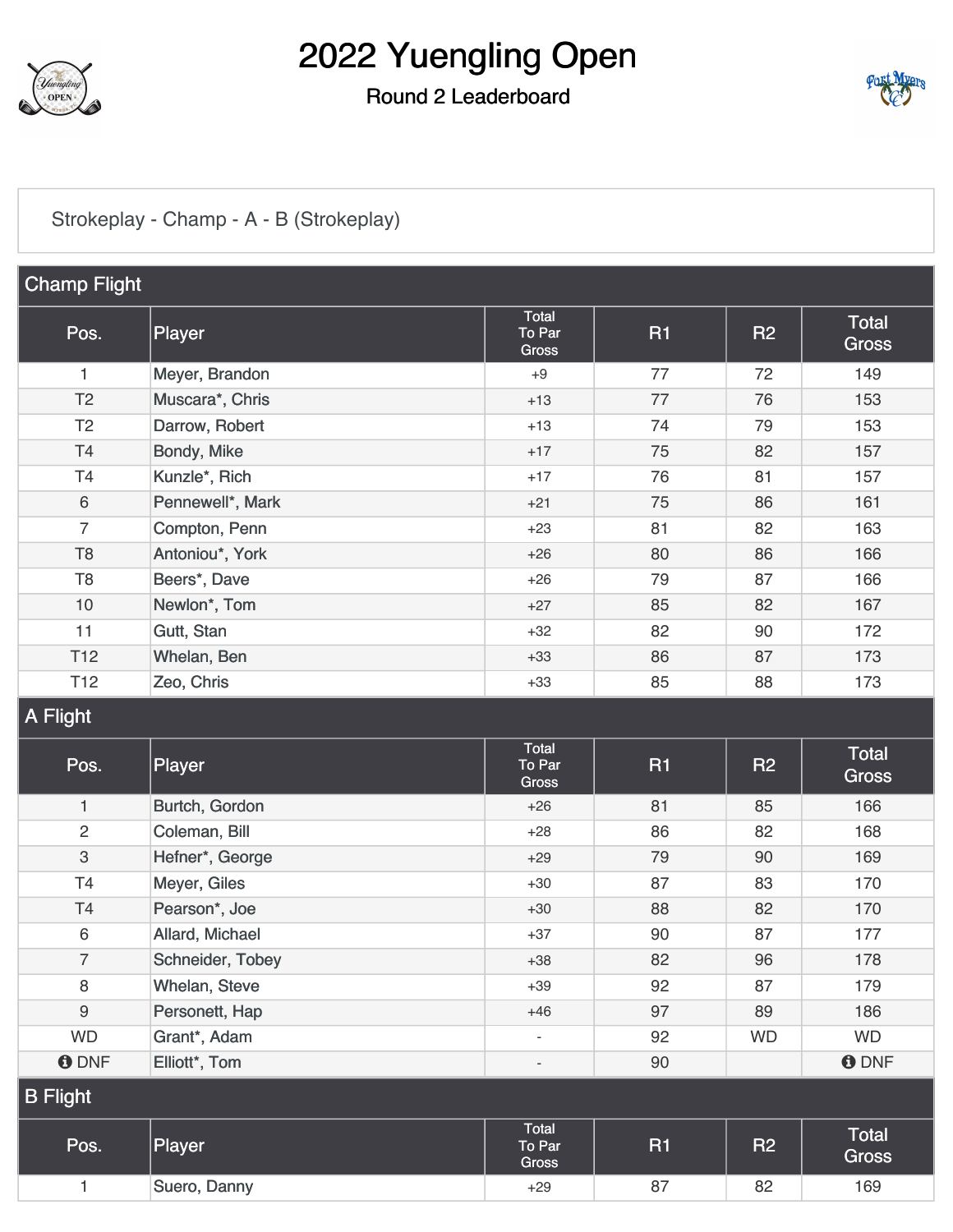# 2022 Yuengling Open

## Round 2 Leaderboard

Strokeplay - Champ - A - B (Strokeplay)

### Champ Flight

| Pos. | Player | Total To Par Gross | R1 | R2 | Total Gross |
|---|---|---|---|---|---|
| 1 | Meyer, Brandon | +9 | 77 | 72 | 149 |
| T2 | Muscara*, Chris | +13 | 77 | 76 | 153 |
| T2 | Darrow, Robert | +13 | 74 | 79 | 153 |
| T4 | Bondy, Mike | +17 | 75 | 82 | 157 |
| T4 | Kunzle*, Rich | +17 | 76 | 81 | 157 |
| 6 | Pennewell*, Mark | +21 | 75 | 86 | 161 |
| 7 | Compton, Penn | +23 | 81 | 82 | 163 |
| T8 | Antoniou*, York | +26 | 80 | 86 | 166 |
| T8 | Beers*, Dave | +26 | 79 | 87 | 166 |
| 10 | Newlon*, Tom | +27 | 85 | 82 | 167 |
| 11 | Gutt, Stan | +32 | 82 | 90 | 172 |
| T12 | Whelan, Ben | +33 | 86 | 87 | 173 |
| T12 | Zeo, Chris | +33 | 85 | 88 | 173 |

### A Flight

| Pos. | Player | Total To Par Gross | R1 | R2 | Total Gross |
|---|---|---|---|---|---|
| 1 | Burtch, Gordon | +26 | 81 | 85 | 166 |
| 2 | Coleman, Bill | +28 | 86 | 82 | 168 |
| 3 | Hefner*, George | +29 | 79 | 90 | 169 |
| T4 | Meyer, Giles | +30 | 87 | 83 | 170 |
| T4 | Pearson*, Joe | +30 | 88 | 82 | 170 |
| 6 | Allard, Michael | +37 | 90 | 87 | 177 |
| 7 | Schneider, Tobey | +38 | 82 | 96 | 178 |
| 8 | Whelan, Steve | +39 | 92 | 87 | 179 |
| 9 | Personett, Hap | +46 | 97 | 89 | 186 |
| WD | Grant*, Adam | - | 92 | WD | WD |
| DNF | Elliott*, Tom | - | 90 | | DNF |

### B Flight

| Pos. | Player | Total To Par Gross | R1 | R2 | Total Gross |
|---|---|---|---|---|---|
| 1 | Suero, Danny | +29 | 87 | 82 | 169 |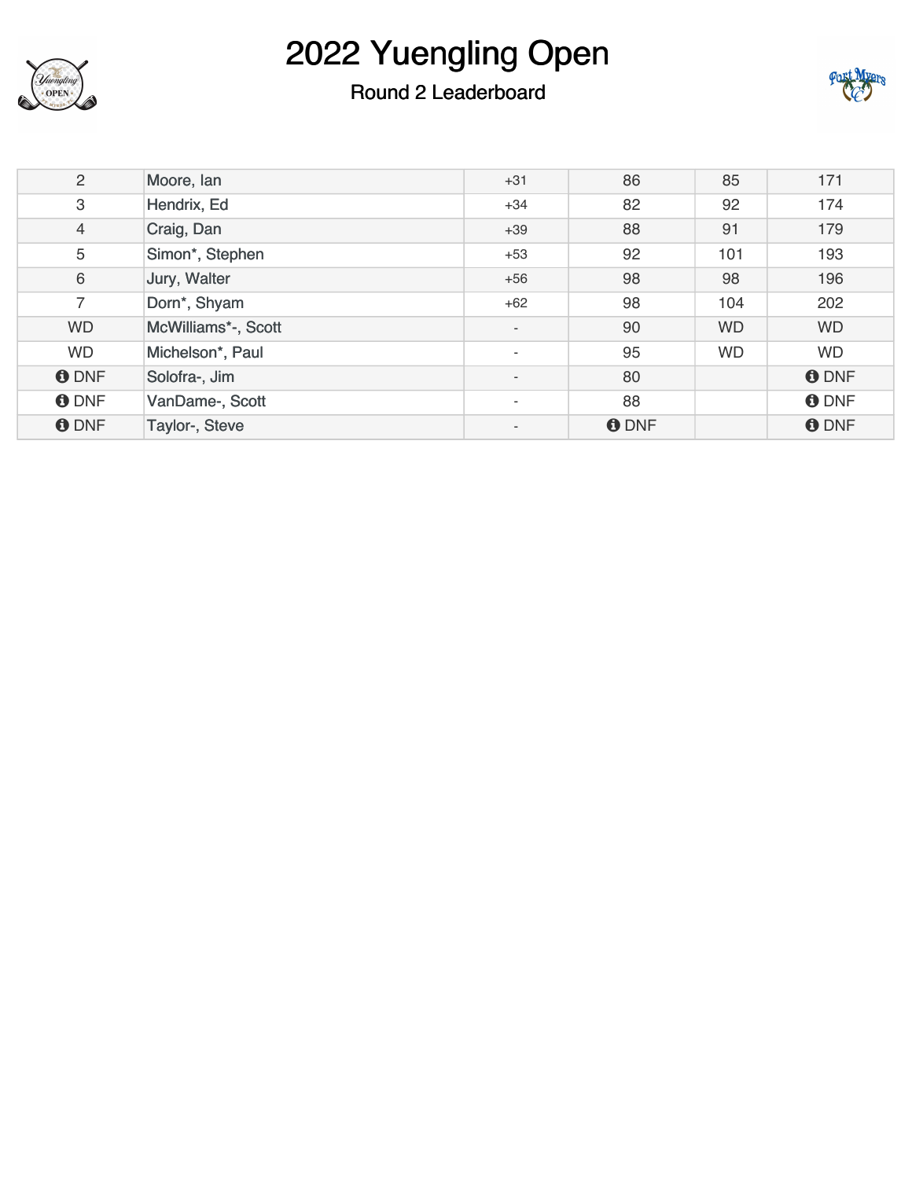# 2022 Yuengling Open

## Round 2 Leaderboard

| | | | | | |
|---|---|---|---|---|---|
| 2 | Moore, Ian | +31 | 86 | 85 | 171 |
| 3 | Hendrix, Ed | +34 | 82 | 92 | 174 |
| 4 | Craig, Dan | +39 | 88 | 91 | 179 |
| 5 | Simon*, Stephen | +53 | 92 | 101 | 193 |
| 6 | Jury, Walter | +56 | 98 | 98 | 196 |
| 7 | Dorn*, Shyam | +62 | 98 | 104 | 202 |
| WD | McWilliams*-, Scott | - | 90 | WD | WD |
| WD | Michelson*, Paul | - | 95 | WD | WD |
| DNF | Solofra-, Jim | - | 80 | | DNF |
| DNF | VanDame-, Scott | - | 88 | | DNF |
| DNF | Taylor-, Steve | - | DNF | | DNF |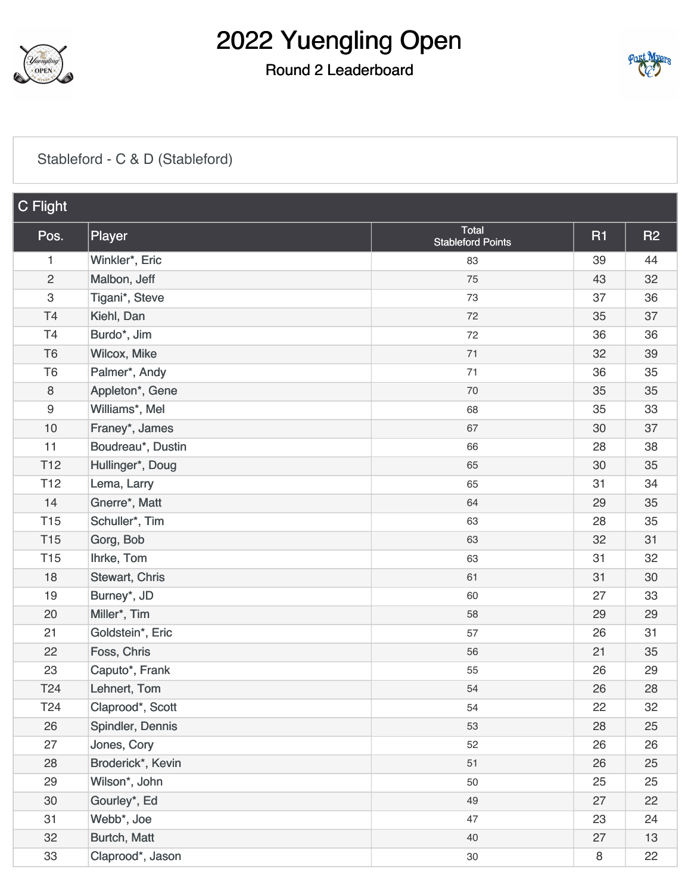# 2022 Yuengling Open

## Round 2 Leaderboard

Stableford - C & D (Stableford)

### C Flight

| Pos. | Player | Total Stableford Points | R1 | R2 |
|---|---|---|---|---|
| 1 | Winkler*, Eric | 83 | 39 | 44 |
| 2 | Malbon, Jeff | 75 | 43 | 32 |
| 3 | Tigani*, Steve | 73 | 37 | 36 |
| T4 | Kiehl, Dan | 72 | 35 | 37 |
| T4 | Burdo*, Jim | 72 | 36 | 36 |
| T6 | Wilcox, Mike | 71 | 32 | 39 |
| T6 | Palmer*, Andy | 71 | 36 | 35 |
| 8 | Appleton*, Gene | 70 | 35 | 35 |
| 9 | Williams*, Mel | 68 | 35 | 33 |
| 10 | Franey*, James | 67 | 30 | 37 |
| 11 | Boudreau*, Dustin | 66 | 28 | 38 |
| T12 | Hullinger*, Doug | 65 | 30 | 35 |
| T12 | Lema, Larry | 65 | 31 | 34 |
| 14 | Gnerre*, Matt | 64 | 29 | 35 |
| T15 | Schuller*, Tim | 63 | 28 | 35 |
| T15 | Gorg, Bob | 63 | 32 | 31 |
| T15 | Ihrke, Tom | 63 | 31 | 32 |
| 18 | Stewart, Chris | 61 | 31 | 30 |
| 19 | Burney*, JD | 60 | 27 | 33 |
| 20 | Miller*, Tim | 58 | 29 | 29 |
| 21 | Goldstein*, Eric | 57 | 26 | 31 |
| 22 | Foss, Chris | 56 | 21 | 35 |
| 23 | Caputo*, Frank | 55 | 26 | 29 |
| T24 | Lehnert, Tom | 54 | 26 | 28 |
| T24 | Claprood*, Scott | 54 | 22 | 32 |
| 26 | Spindler, Dennis | 53 | 28 | 25 |
| 27 | Jones, Cory | 52 | 26 | 26 |
| 28 | Broderick*, Kevin | 51 | 26 | 25 |
| 29 | Wilson*, John | 50 | 25 | 25 |
| 30 | Gourley*, Ed | 49 | 27 | 22 |
| 31 | Webb*, Joe | 47 | 23 | 24 |
| 32 | Burtch, Matt | 40 | 27 | 13 |
| 33 | Claprood*, Jason | 30 | 8 | 22 |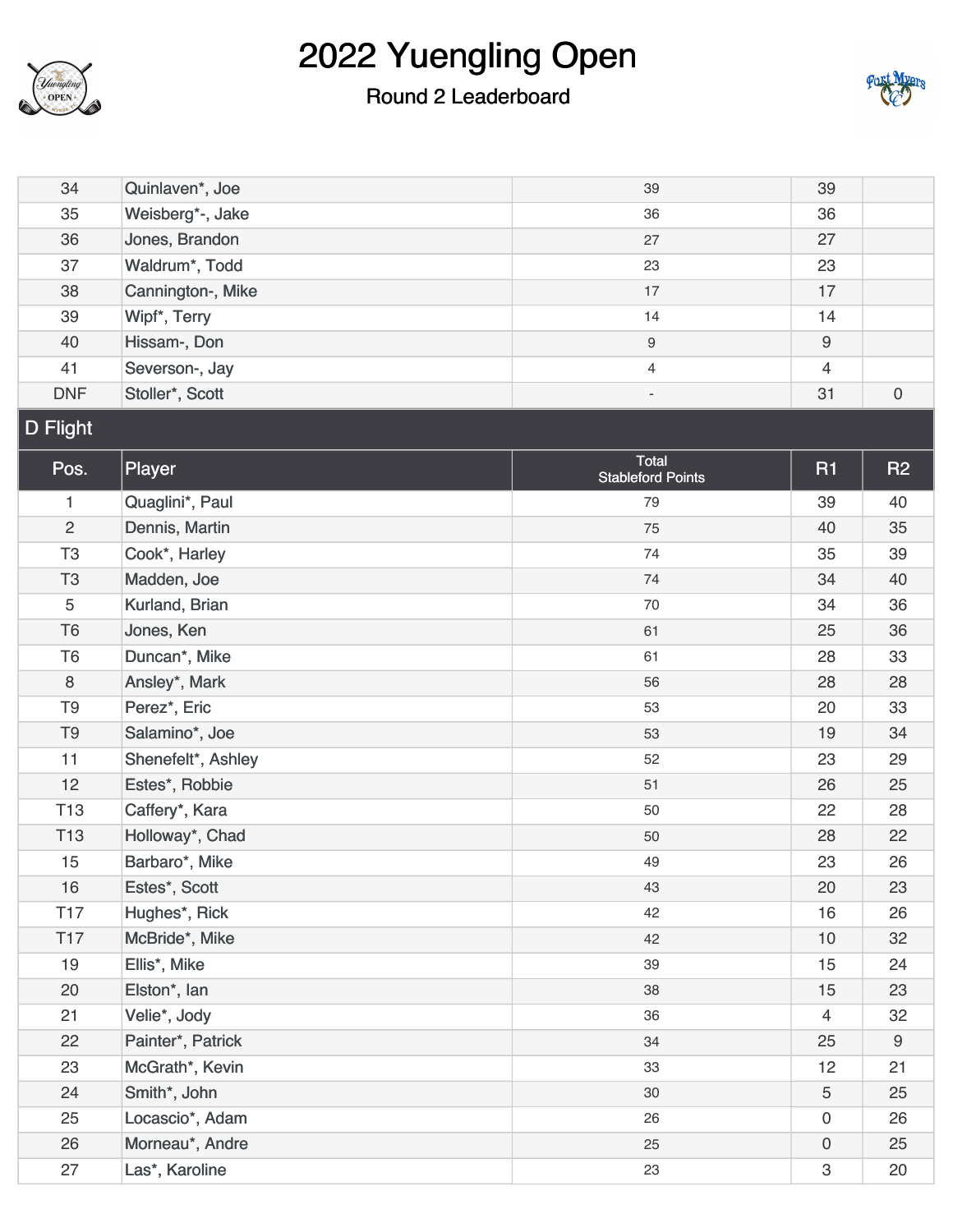# 2022 Yuengling Open

## Round 2 Leaderboard

| 34 | Quinlaven*, Joe | 39 | 39 | |
|---|---|---|---|---|
| 35 | Weisberg*-, Jake | 36 | 36 | |
| 36 | Jones, Brandon | 27 | 27 | |
| 37 | Waldrum*, Todd | 23 | 23 | |
| 38 | Cannington-, Mike | 17 | 17 | |
| 39 | Wipf*, Terry | 14 | 14 | |
| 40 | Hissam-, Don | 9 | 9 | |
| 41 | Severson-, Jay | 4 | 4 | |
| DNF | Stoller*, Scott | - | 31 | 0 |

## D Flight

| Pos. | Player | Total Stableford Points | R1 | R2 |
|---|---|---|---|---|
| 1 | Quaglini*, Paul | 79 | 39 | 40 |
| 2 | Dennis, Martin | 75 | 40 | 35 |
| T3 | Cook*, Harley | 74 | 35 | 39 |
| T3 | Madden, Joe | 74 | 34 | 40 |
| 5 | Kurland, Brian | 70 | 34 | 36 |
| T6 | Jones, Ken | 61 | 25 | 36 |
| T6 | Duncan*, Mike | 61 | 28 | 33 |
| 8 | Ansley*, Mark | 56 | 28 | 28 |
| T9 | Perez*, Eric | 53 | 20 | 33 |
| T9 | Salamino*, Joe | 53 | 19 | 34 |
| 11 | Shenefelt*, Ashley | 52 | 23 | 29 |
| 12 | Estes*, Robbie | 51 | 26 | 25 |
| T13 | Caffery*, Kara | 50 | 22 | 28 |
| T13 | Holloway*, Chad | 50 | 28 | 22 |
| 15 | Barbaro*, Mike | 49 | 23 | 26 |
| 16 | Estes*, Scott | 43 | 20 | 23 |
| T17 | Hughes*, Rick | 42 | 16 | 26 |
| T17 | McBride*, Mike | 42 | 10 | 32 |
| 19 | Ellis*, Mike | 39 | 15 | 24 |
| 20 | Elston*, Ian | 38 | 15 | 23 |
| 21 | Velie*, Jody | 36 | 4 | 32 |
| 22 | Painter*, Patrick | 34 | 25 | 9 |
| 23 | McGrath*, Kevin | 33 | 12 | 21 |
| 24 | Smith*, John | 30 | 5 | 25 |
| 25 | Locascio*, Adam | 26 | 0 | 26 |
| 26 | Morneau*, Andre | 25 | 0 | 25 |
| 27 | Las*, Karoline | 23 | 3 | 20 |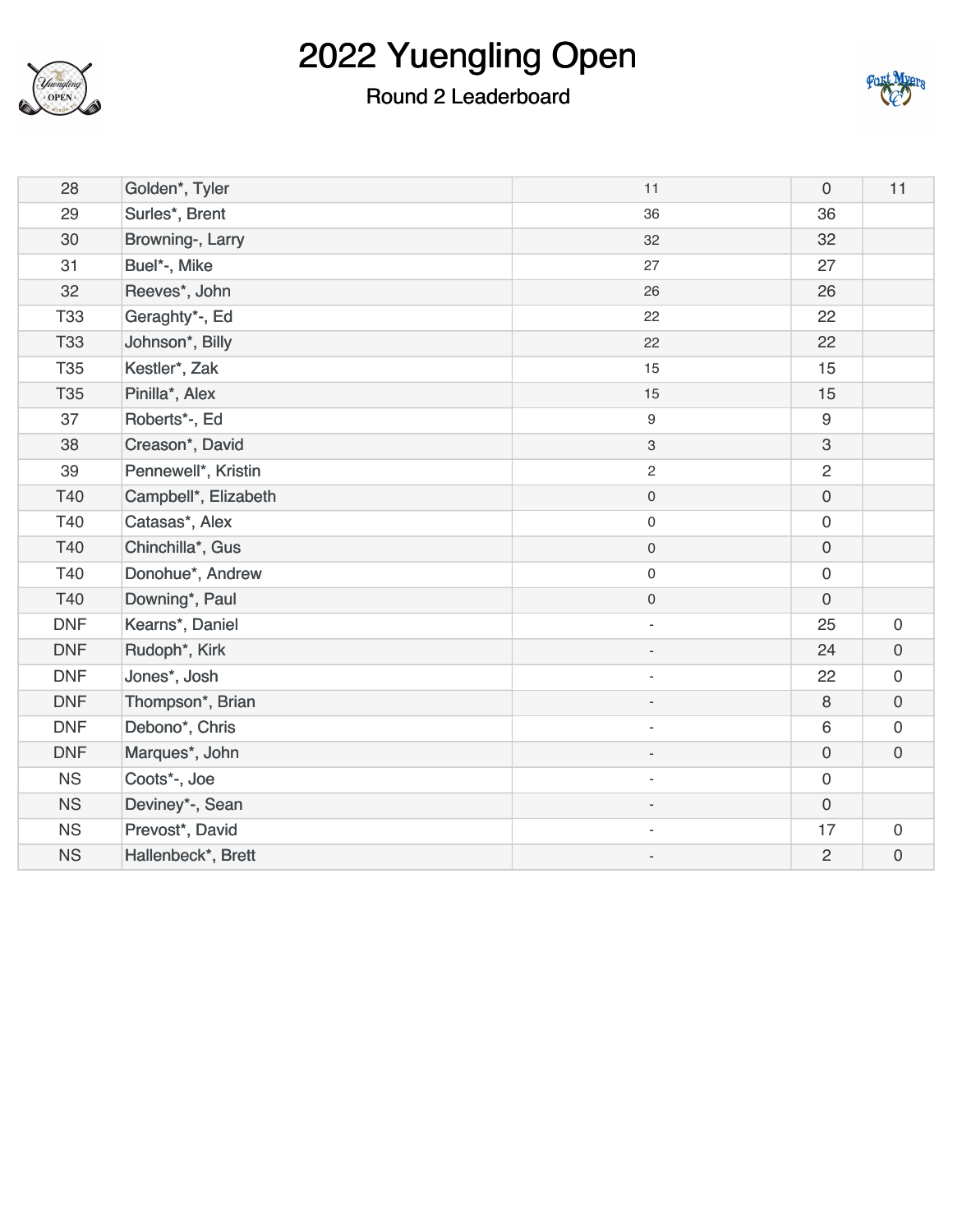# 2022 Yuengling Open

## Round 2 Leaderboard

| | | | | |
|---|---|---|---|---|
| 28 | Golden*, Tyler | 11 | 0 | 11 |
| 29 | Surles*, Brent | 36 | 36 | |
| 30 | Browning-, Larry | 32 | 32 | |
| 31 | Buel*-, Mike | 27 | 27 | |
| 32 | Reeves*, John | 26 | 26 | |
| T33 | Geraghty*-, Ed | 22 | 22 | |
| T33 | Johnson*, Billy | 22 | 22 | |
| T35 | Kestler*, Zak | 15 | 15 | |
| T35 | Pinilla*, Alex | 15 | 15 | |
| 37 | Roberts*-, Ed | 9 | 9 | |
| 38 | Creason*, David | 3 | 3 | |
| 39 | Pennewell*, Kristin | 2 | 2 | |
| T40 | Campbell*, Elizabeth | 0 | 0 | |
| T40 | Catasas*, Alex | 0 | 0 | |
| T40 | Chinchilla*, Gus | 0 | 0 | |
| T40 | Donohue*, Andrew | 0 | 0 | |
| T40 | Downing*, Paul | 0 | 0 | |
| DNF | Kearns*, Daniel | - | 25 | 0 |
| DNF | Rudoph*, Kirk | - | 24 | 0 |
| DNF | Jones*, Josh | - | 22 | 0 |
| DNF | Thompson*, Brian | - | 8 | 0 |
| DNF | Debono*, Chris | - | 6 | 0 |
| DNF | Marques*, John | - | 0 | 0 |
| NS | Coots*-, Joe | - | 0 | |
| NS | Deviney*-, Sean | - | 0 | |
| NS | Prevost*, David | - | 17 | 0 |
| NS | Hallenbeck*, Brett | - | 2 | 0 |